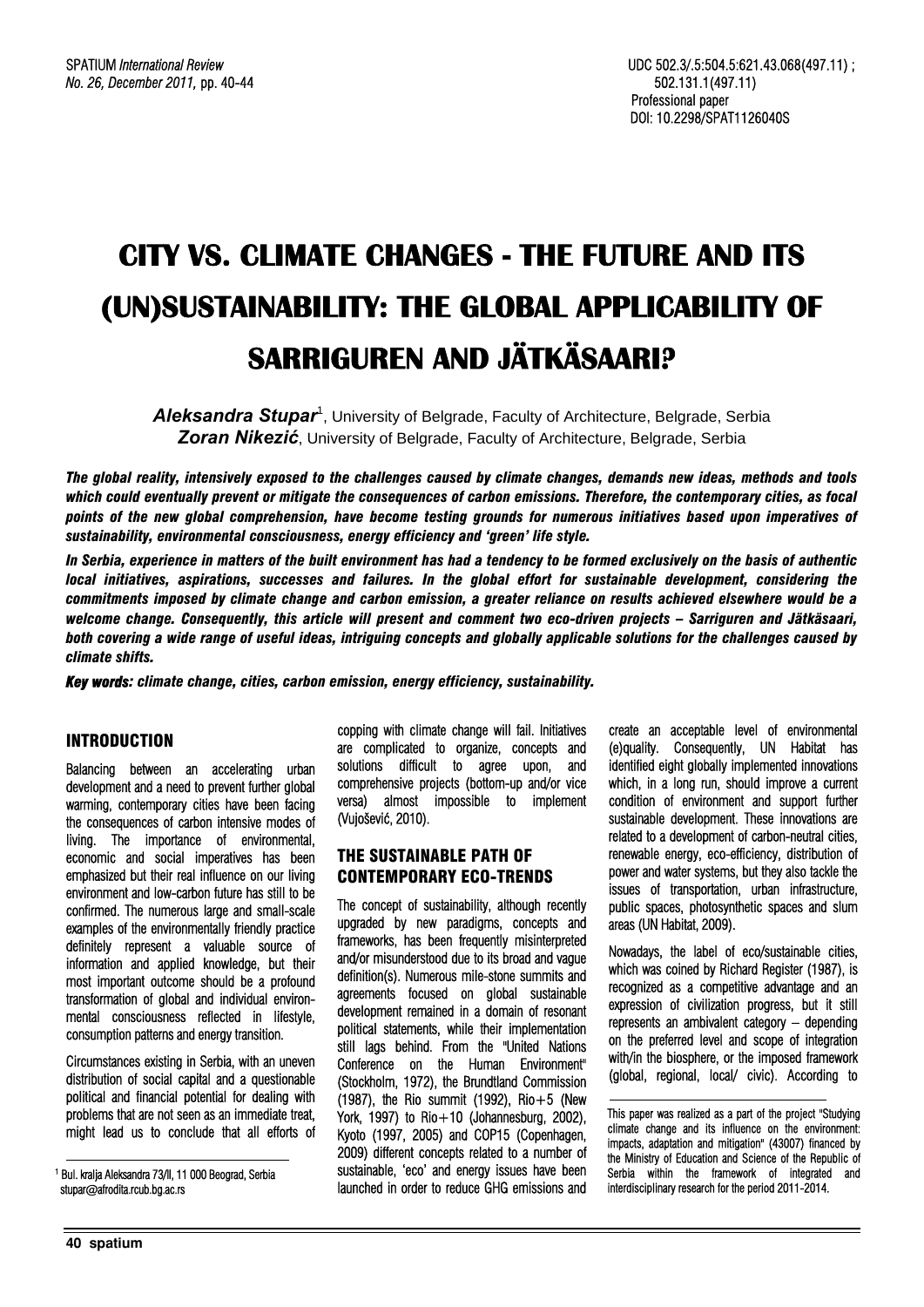UDC 502.3/.5:504.5:621.43.068(497.11) ; 502.131.1(497.11)
Professional paper
DOI: 10.2298/SPAT1126040S

# CITY VS. CLIMATE CHANGES - THE FUTURE AND ITS (UN)SUSTAINABILITY: THE GLOBAL APPLICABILITY OF SARRIGUREN AND JÄTKÄSAARI?

***Aleksandra Stupar***[1], University of Belgrade, Faculty of Architecture, Belgrade, Serbia
***Zoran Nikezić***, University of Belgrade, Faculty of Architecture, Belgrade, Serbia

***The global reality, intensively exposed to the challenges caused by climate changes, demands new ideas, methods and tools which could eventually prevent or mitigate the consequences of carbon emissions. Therefore, the contemporary cities, as focal points of the new global comprehension, have become testing grounds for numerous initiatives based upon imperatives of sustainability, environmental consciousness, energy efficiency and 'green' life style.***

***In Serbia, experience in matters of the built environment has had a tendency to be formed exclusively on the basis of authentic local initiatives, aspirations, successes and failures. In the global effort for sustainable development, considering the commitments imposed by climate change and carbon emission, a greater reliance on results achieved elsewhere would be a welcome change. Consequently, this article will present and comment two eco-driven projects – Sarriguren and Jätkäsaari, both covering a wide range of useful ideas, intriguing concepts and globally applicable solutions for the challenges caused by climate shifts.***

***Key words: climate change, cities, carbon emission, energy efficiency, sustainability.***

## INTRODUCTION

Balancing between an accelerating urban development and a need to prevent further global warming, contemporary cities have been facing the consequences of carbon intensive modes of living. The importance of environmental, economic and social imperatives has been emphasized but their real influence on our living environment and low-carbon future has still to be confirmed. The numerous large and small-scale examples of the environmentally friendly practice definitely represent a valuable source of information and applied knowledge, but their most important outcome should be a profound transformation of global and individual environmental consciousness reflected in lifestyle, consumption patterns and energy transition.

Circumstances existing in Serbia, with an uneven distribution of social capital and a questionable political and financial potential for dealing with problems that are not seen as an immediate treat, might lead us to conclude that all efforts of copping with climate change will fail. Initiatives are complicated to organize, concepts and solutions difficult to agree upon, and comprehensive projects (bottom-up and/or vice versa) almost impossible to implement (Vujošević, 2010).

## THE SUSTAINABLE PATH OF CONTEMPORARY ECO-TRENDS

The concept of sustainability, although recently upgraded by new paradigms, concepts and frameworks, has been frequently misinterpreted and/or misunderstood due to its broad and vague definition(s). Numerous mile-stone summits and agreements focused on global sustainable development remained in a domain of resonant political statements, while their implementation still lags behind. From the "United Nations Conference on the Human Environment" (Stockholm, 1972), the Brundtland Commission (1987), the Rio summit (1992), Rio+5 (New York, 1997) to Rio+10 (Johannesburg, 2002), Kyoto (1997, 2005) and COP15 (Copenhagen, 2009) different concepts related to a number of sustainable, 'eco' and energy issues have been launched in order to reduce GHG emissions and create an acceptable level of environmental (e)quality. Consequently, UN Habitat has identified eight globally implemented innovations which, in a long run, should improve a current condition of environment and support further sustainable development. These innovations are related to a development of carbon-neutral cities, renewable energy, eco-efficiency, distribution of power and water systems, but they also tackle the issues of transportation, urban infrastructure, public spaces, photosynthetic spaces and slum areas (UN Habitat, 2009).

Nowadays, the label of eco/sustainable cities, which was coined by Richard Register (1987), is recognized as a competitive advantage and an expression of civilization progress, but it still represents an ambivalent category – depending on the preferred level and scope of integration with/in the biosphere, or the imposed framework (global, regional, local/ civic). According to

---

[1] Bul. kralja Aleksandra 73/II, 11 000 Beograd, Serbia
stupar@afrodita.rcub.bg.ac.rs

This paper was realized as a part of the project "Studying climate change and its influence on the environment: impacts, adaptation and mitigation" (43007) financed by the Ministry of Education and Science of the Republic of Serbia within the framework of integrated and interdisciplinary research for the period 2011-2014.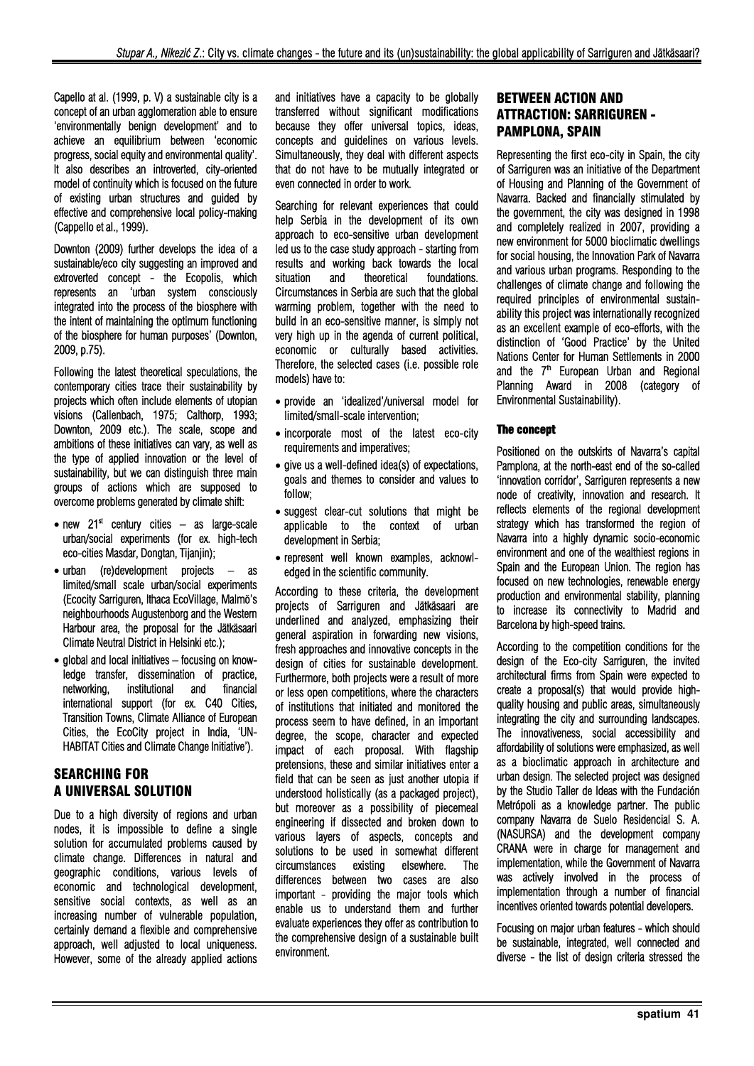Capello at al. (1999, p. V) a sustainable city is a concept of an urban agglomeration able to ensure 'environmentally benign development' and to achieve an equilibrium between 'economic progress, social equity and environmental quality'. It also describes an introverted, city-oriented model of continuity which is focused on the future of existing urban structures and guided by effective and comprehensive local policy-making (Cappello et al., 1999).

Downton (2009) further develops the idea of a sustainable/eco city suggesting an improved and extroverted concept - the Ecopolis, which represents an 'urban system consciously integrated into the process of the biosphere with the intent of maintaining the optimum functioning of the biosphere for human purposes' (Downton, 2009, p.75).

Following the latest theoretical speculations, the contemporary cities trace their sustainability by projects which often include elements of utopian visions (Callenbach, 1975; Calthorp, 1993; Downton, 2009 etc.). The scale, scope and ambitions of these initiatives can vary, as well as the type of applied innovation or the level of sustainability, but we can distinguish three main groups of actions which are supposed to overcome problems generated by climate shift:

- new 21st century cities – as large-scale urban/social experiments (for ex. high-tech eco-cities Masdar, Dongtan, Tijanjin);
- urban (re)development projects – as limited/small scale urban/social experiments (Ecocity Sarriguren, Ithaca EcoVillage, Malmö's neighbourhoods Augustenborg and the Western Harbour area, the proposal for the Jätkäsaari Climate Neutral District in Helsinki etc.);
- global and local initiatives – focusing on knowledge transfer, dissemination of practice, networking, institutional and financial international support (for ex. C40 Cities, Transition Towns, Climate Alliance of European Cities, the EcoCity project in India, 'UN-HABITAT Cities and Climate Change Initiative').

## SEARCHING FOR A UNIVERSAL SOLUTION

Due to a high diversity of regions and urban nodes, it is impossible to define a single solution for accumulated problems caused by climate change. Differences in natural and geographic conditions, various levels of economic and technological development, sensitive social contexts, as well as an increasing number of vulnerable population, certainly demand a flexible and comprehensive approach, well adjusted to local uniqueness. However, some of the already applied actions and initiatives have a capacity to be globally transferred without significant modifications because they offer universal topics, ideas, concepts and guidelines on various levels. Simultaneously, they deal with different aspects that do not have to be mutually integrated or even connected in order to work.

Searching for relevant experiences that could help Serbia in the development of its own approach to eco-sensitive urban development led us to the case study approach - starting from results and working back towards the local situation and theoretical foundations. Circumstances in Serbia are such that the global warming problem, together with the need to build in an eco-sensitive manner, is simply not very high up in the agenda of current political, economic or culturally based activities. Therefore, the selected cases (i.e. possible role models) have to:

- provide an 'idealized'/universal model for limited/small-scale intervention;
- incorporate most of the latest eco-city requirements and imperatives;
- give us a well-defined idea(s) of expectations, goals and themes to consider and values to follow;
- suggest clear-cut solutions that might be applicable to the context of urban development in Serbia;
- represent well known examples, acknowledged in the scientific community.

According to these criteria, the development projects of Sarriguren and Jätkäsaari are underlined and analyzed, emphasizing their general aspiration in forwarding new visions, fresh approaches and innovative concepts in the design of cities for sustainable development. Furthermore, both projects were a result of more or less open competitions, where the characters of institutions that initiated and monitored the process seem to have defined, in an important degree, the scope, character and expected impact of each proposal. With flagship pretensions, these and similar initiatives enter a field that can be seen as just another utopia if understood holistically (as a packaged project), but moreover as a possibility of piecemeal engineering if dissected and broken down to various layers of aspects, concepts and solutions to be used in somewhat different circumstances existing elsewhere. The differences between two cases are also important - providing the major tools which enable us to understand them and further evaluate experiences they offer as contribution to the comprehensive design of a sustainable built environment.

## BETWEEN ACTION AND ATTRACTION: SARRIGUREN - PAMPLONA, SPAIN

Representing the first eco-city in Spain, the city of Sarriguren was an initiative of the Department of Housing and Planning of the Government of Navarra. Backed and financially stimulated by the government, the city was designed in 1998 and completely realized in 2007, providing a new environment for 5000 bioclimatic dwellings for social housing, the Innovation Park of Navarra and various urban programs. Responding to the challenges of climate change and following the required principles of environmental sustainability this project was internationally recognized as an excellent example of eco-efforts, with the distinction of 'Good Practice' by the United Nations Center for Human Settlements in 2000 and the 7th European Urban and Regional Planning Award in 2008 (category of Environmental Sustainability).

### The concept

Positioned on the outskirts of Navarra's capital Pamplona, at the north-east end of the so-called 'innovation corridor', Sarriguren represents a new node of creativity, innovation and research. It reflects elements of the regional development strategy which has transformed the region of Navarra into a highly dynamic socio-economic environment and one of the wealthiest regions in Spain and the European Union. The region has focused on new technologies, renewable energy production and environmental stability, planning to increase its connectivity to Madrid and Barcelona by high-speed trains.

According to the competition conditions for the design of the Eco-city Sarriguren, the invited architectural firms from Spain were expected to create a proposal(s) that would provide high-quality housing and public areas, simultaneously integrating the city and surrounding landscapes. The innovativeness, social accessibility and affordability of solutions were emphasized, as well as a bioclimatic approach in architecture and urban design. The selected project was designed by the Studio Taller de Ideas with the Fundación Metrópoli as a knowledge partner. The public company Navarra de Suelo Residencial S. A. (NASURSA) and the development company CRANA were in charge for management and implementation, while the Government of Navarra was actively involved in the process of implementation through a number of financial incentives oriented towards potential developers.

Focusing on major urban features - which should be sustainable, integrated, well connected and diverse - the list of design criteria stressed the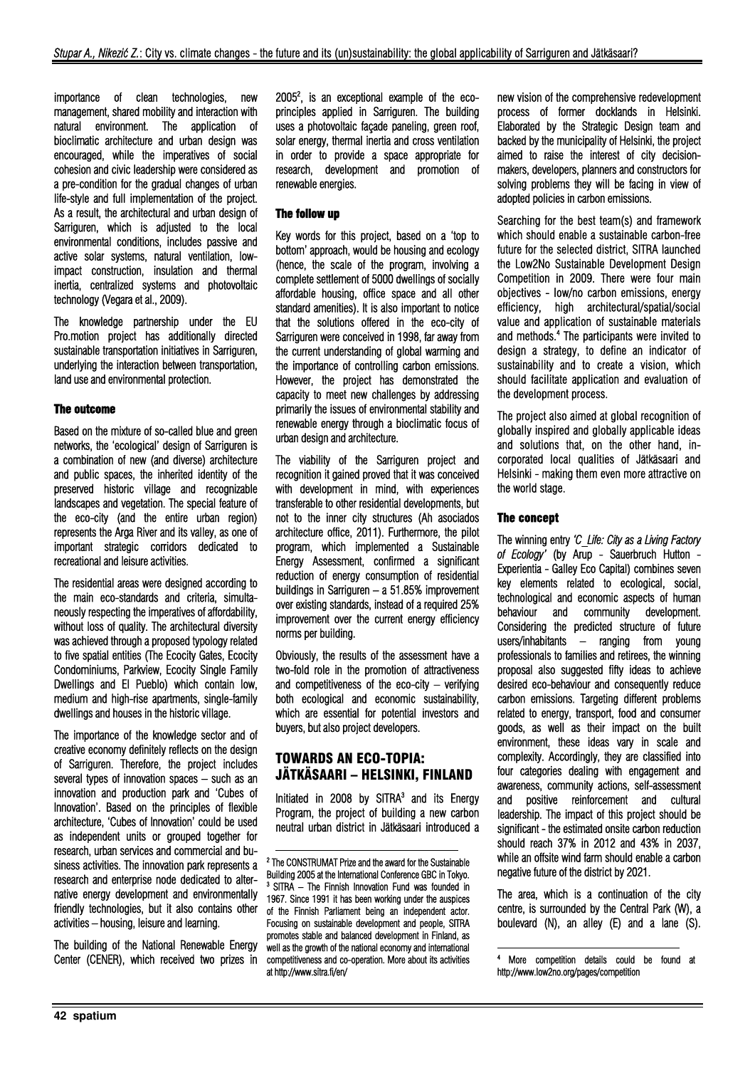importance of clean technologies, new management, shared mobility and interaction with natural environment. The application of bioclimatic architecture and urban design was encouraged, while the imperatives of social cohesion and civic leadership were considered as a pre-condition for the gradual changes of urban life-style and full implementation of the project. As a result, the architectural and urban design of Sarriguren, which is adjusted to the local environmental conditions, includes passive and active solar systems, natural ventilation, low-impact construction, insulation and thermal inertia, centralized systems and photovoltaic technology (Vegara et al., 2009).

The knowledge partnership under the EU Pro.motion project has additionally directed sustainable transportation initiatives in Sarriguren, underlying the interaction between transportation, land use and environmental protection.

### The outcome

Based on the mixture of so-called blue and green networks, the 'ecological' design of Sarriguren is a combination of new (and diverse) architecture and public spaces, the inherited identity of the preserved historic village and recognizable landscapes and vegetation. The special feature of the eco-city (and the entire urban region) represents the Arga River and its valley, as one of important strategic corridors dedicated to recreational and leisure activities.

The residential areas were designed according to the main eco-standards and criteria, simultaneously respecting the imperatives of affordability, without loss of quality. The architectural diversity was achieved through a proposed typology related to five spatial entities (The Ecocity Gates, Ecocity Condominiums, Parkview, Ecocity Single Family Dwellings and El Pueblo) which contain low, medium and high-rise apartments, single-family dwellings and houses in the historic village.

The importance of the knowledge sector and of creative economy definitely reflects on the design of Sarriguren. Therefore, the project includes several types of innovation spaces – such as an innovation and production park and 'Cubes of Innovation'. Based on the principles of flexible architecture, 'Cubes of Innovation' could be used as independent units or grouped together for research, urban services and commercial and business activities. The innovation park represents a research and enterprise node dedicated to alternative energy development and environmentally friendly technologies, but it also contains other activities – housing, leisure and learning.

The building of the National Renewable Energy Center (CENER), which received two prizes in 2005[2], is an exceptional example of the eco-principles applied in Sarriguren. The building uses a photovoltaic façade paneling, green roof, solar energy, thermal inertia and cross ventilation in order to provide a space appropriate for research, development and promotion of renewable energies.

### The follow up

Key words for this project, based on a 'top to bottom' approach, would be housing and ecology (hence, the scale of the program, involving a complete settlement of 5000 dwellings of socially affordable housing, office space and all other standard amenities). It is also important to notice that the solutions offered in the eco-city of Sarriguren were conceived in 1998, far away from the current understanding of global warming and the importance of controlling carbon emissions. However, the project has demonstrated the capacity to meet new challenges by addressing primarily the issues of environmental stability and renewable energy through a bioclimatic focus of urban design and architecture.

The viability of the Sarriguren project and recognition it gained proved that it was conceived with development in mind, with experiences transferable to other residential developments, but not to the inner city structures (Ah asociados architecture office, 2011). Furthermore, the pilot program, which implemented a Sustainable Energy Assessment, confirmed a significant reduction of energy consumption of residential buildings in Sarriguren – a 51.85% improvement over existing standards, instead of a required 25% improvement over the current energy efficiency norms per building.

Obviously, the results of the assessment have a two-fold role in the promotion of attractiveness and competitiveness of the eco-city – verifying both ecological and economic sustainability, which are essential for potential investors and buyers, but also project developers.

## TOWARDS AN ECO-TOPIA: JÄTKÄSAARI – HELSINKI, FINLAND

Initiated in 2008 by SITRA[3] and its Energy Program, the project of building a new carbon neutral urban district in Jätkäsaari introduced a new vision of the comprehensive redevelopment process of former docklands in Helsinki. Elaborated by the Strategic Design team and backed by the municipality of Helsinki, the project aimed to raise the interest of city decision-makers, developers, planners and constructors for solving problems they will be facing in view of adopted policies in carbon emissions.

Searching for the best team(s) and framework which should enable a sustainable carbon-free future for the selected district, SITRA launched the Low2No Sustainable Development Design Competition in 2009. There were four main objectives - low/no carbon emissions, energy efficiency, high architectural/spatial/social value and application of sustainable materials and methods.[4] The participants were invited to design a strategy, to define an indicator of sustainability and to create a vision, which should facilitate application and evaluation of the development process.

The project also aimed at global recognition of globally inspired and globally applicable ideas and solutions that, on the other hand, incorporated local qualities of Jätkäsaari and Helsinki - making them even more attractive on the world stage.

### The concept

The winning entry *'C_Life: City as a Living Factory of Ecology'* (by Arup - Sauerbruch Hutton - Experientia - Galley Eco Capital) combines seven key elements related to ecological, social, technological and economic aspects of human behaviour and community development. Considering the predicted structure of future users/inhabitants – ranging from young professionals to families and retirees, the winning proposal also suggested fifty ideas to achieve desired eco-behaviour and consequently reduce carbon emissions. Targeting different problems related to energy, transport, food and consumer goods, as well as their impact on the built environment, these ideas vary in scale and complexity. Accordingly, they are classified into four categories dealing with engagement and awareness, community actions, self-assessment and positive reinforcement and cultural leadership. The impact of this project should be significant - the estimated onsite carbon reduction should reach 37% in 2012 and 43% in 2037, while an offsite wind farm should enable a carbon negative future of the district by 2021.

The area, which is a continuation of the city centre, is surrounded by the Central Park (W), a boulevard (N), an alley (E) and a lane (S).

---

[2] The CONSTRUMAT Prize and the award for the Sustainable Building 2005 at the International Conference GBC in Tokyo.

[3] SITRA – The Finnish Innovation Fund was founded in 1967. Since 1991 it has been working under the auspices of the Finnish Parliament being an independent actor. Focusing on sustainable development and people, SITRA promotes stable and balanced development in Finland, as well as the growth of the national economy and international competitiveness and co-operation. More about its activities at http://www.sitra.fi/en/

[4] More competition details could be found at http://www.low2no.org/pages/competition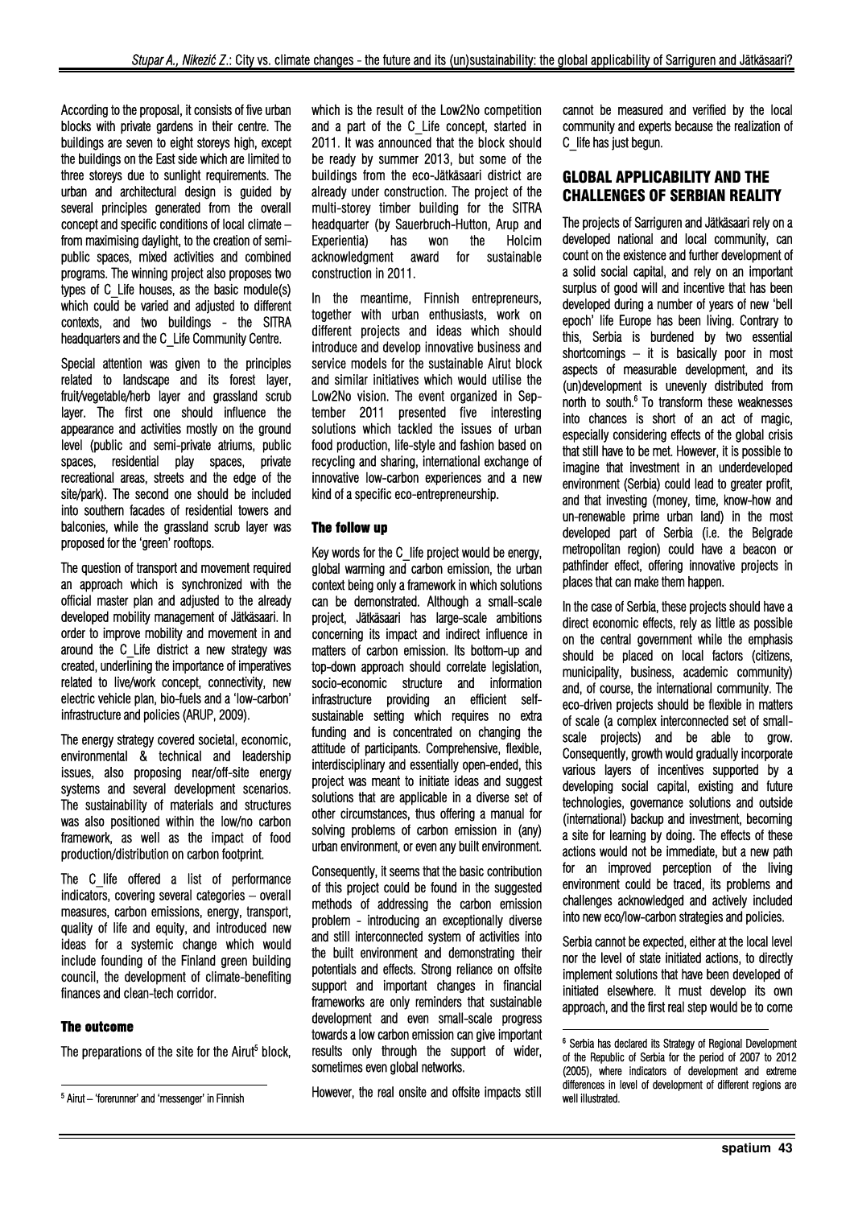According to the proposal, it consists of five urban blocks with private gardens in their centre. The buildings are seven to eight storeys high, except the buildings on the East side which are limited to three storeys due to sunlight requirements. The urban and architectural design is guided by several principles generated from the overall concept and specific conditions of local climate – from maximising daylight, to the creation of semi-public spaces, mixed activities and combined programs. The winning project also proposes two types of C_Life houses, as the basic module(s) which could be varied and adjusted to different contexts, and two buildings - the SITRA headquarters and the C_Life Community Centre.

Special attention was given to the principles related to landscape and its forest layer, fruit/vegetable/herb layer and grassland scrub layer. The first one should influence the appearance and activities mostly on the ground level (public and semi-private atriums, public spaces, residential play spaces, private recreational areas, streets and the edge of the site/park). The second one should be included into southern facades of residential towers and balconies, while the grassland scrub layer was proposed for the 'green' rooftops.

The question of transport and movement required an approach which is synchronized with the official master plan and adjusted to the already developed mobility management of Jätkäsaari. In order to improve mobility and movement in and around the C_Life district a new strategy was created, underlining the importance of imperatives related to live/work concept, connectivity, new electric vehicle plan, bio-fuels and a 'low-carbon' infrastructure and policies (ARUP, 2009).

The energy strategy covered societal, economic, environmental & technical and leadership issues, also proposing near/off-site energy systems and several development scenarios. The sustainability of materials and structures was also positioned within the low/no carbon framework, as well as the impact of food production/distribution on carbon footprint.

The C_life offered a list of performance indicators, covering several categories – overall measures, carbon emissions, energy, transport, quality of life and equity, and introduced new ideas for a systemic change which would include founding of the Finland green building council, the development of climate-benefiting finances and clean-tech corridor.

#### The outcome

The preparations of the site for the Airut[5] block, which is the result of the Low2No competition and a part of the C_Life concept, started in 2011. It was announced that the block should be ready by summer 2013, but some of the buildings from the eco-Jätkäsaari district are already under construction. The project of the multi-storey timber building for the SITRA headquarter (by Sauerbruch-Hutton, Arup and Experientia) has won the Holcim acknowledgment award for sustainable construction in 2011.

In the meantime, Finnish entrepreneurs, together with urban enthusiasts, work on different projects and ideas which should introduce and develop innovative business and service models for the sustainable Airut block and similar initiatives which would utilise the Low2No vision. The event organized in September 2011 presented five interesting solutions which tackled the issues of urban food production, life-style and fashion based on recycling and sharing, international exchange of innovative low-carbon experiences and a new kind of a specific eco-entrepreneurship.

#### The follow up

Key words for the C_life project would be energy, global warming and carbon emission, the urban context being only a framework in which solutions can be demonstrated. Although a small-scale project, Jätkäsaari has large-scale ambitions concerning its impact and indirect influence in matters of carbon emission. Its bottom-up and top-down approach should correlate legislation, socio-economic structure and information infrastructure providing an efficient self-sustainable setting which requires no extra funding and is concentrated on changing the attitude of participants. Comprehensive, flexible, interdisciplinary and essentially open-ended, this project was meant to initiate ideas and suggest solutions that are applicable in a diverse set of other circumstances, thus offering a manual for solving problems of carbon emission in (any) urban environment, or even any built environment.

Consequently, it seems that the basic contribution of this project could be found in the suggested methods of addressing the carbon emission problem - introducing an exceptionally diverse and still interconnected system of activities into the built environment and demonstrating their potentials and effects. Strong reliance on offsite support and important changes in financial frameworks are only reminders that sustainable development and even small-scale progress towards a low carbon emission can give important results only through the support of wider, sometimes even global networks.

However, the real onsite and offsite impacts still cannot be measured and verified by the local community and experts because the realization of C_life has just begun.

## GLOBAL APPLICABILITY AND THE CHALLENGES OF SERBIAN REALITY

The projects of Sarriguren and Jätkäsaari rely on a developed national and local community, can count on the existence and further development of a solid social capital, and rely on an important surplus of good will and incentive that has been developed during a number of years of new 'bell epoch' life Europe has been living. Contrary to this, Serbia is burdened by two essential shortcomings – it is basically poor in most aspects of measurable development, and its (un)development is unevenly distributed from north to south.[6] To transform these weaknesses into chances is short of an act of magic, especially considering effects of the global crisis that still have to be met. However, it is possible to imagine that investment in an underdeveloped environment (Serbia) could lead to greater profit, and that investing (money, time, know-how and un-renewable prime urban land) in the most developed part of Serbia (i.e. the Belgrade metropolitan region) could have a beacon or pathfinder effect, offering innovative projects in places that can make them happen.

In the case of Serbia, these projects should have a direct economic effects, rely as little as possible on the central government while the emphasis should be placed on local factors (citizens, municipality, business, academic community) and, of course, the international community. The eco-driven projects should be flexible in matters of scale (a complex interconnected set of small-scale projects) and be able to grow. Consequently, growth would gradually incorporate various layers of incentives supported by a developing social capital, existing and future technologies, governance solutions and outside (international) backup and investment, becoming a site for learning by doing. The effects of these actions would not be immediate, but a new path for an improved perception of the living environment could be traced, its problems and challenges acknowledged and actively included into new eco/low-carbon strategies and policies.

Serbia cannot be expected, either at the local level nor the level of state initiated actions, to directly implement solutions that have been developed of initiated elsewhere. It must develop its own approach, and the first real step would be to come

---

[5] Airut – 'forerunner' and 'messenger' in Finnish

[6] Serbia has declared its Strategy of Regional Development of the Republic of Serbia for the period of 2007 to 2012 (2005), where indicators of development and extreme differences in level of development of different regions are well illustrated.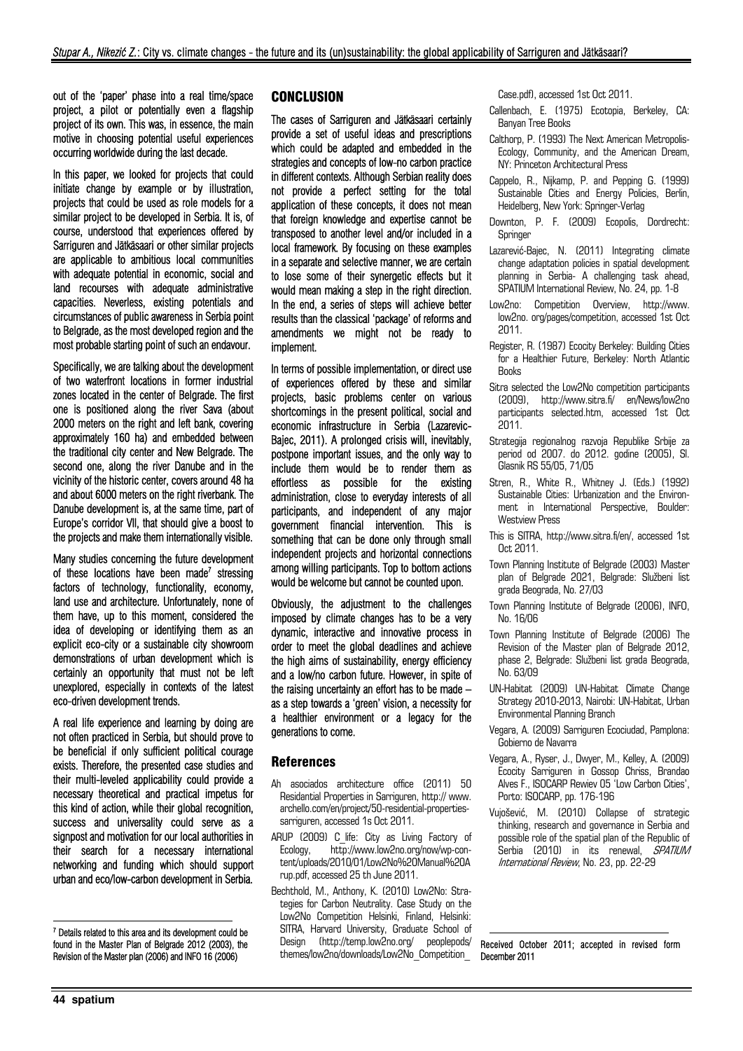out of the 'paper' phase into a real time/space project, a pilot or potentially even a flagship project of its own. This was, in essence, the main motive in choosing potential useful experiences occurring worldwide during the last decade.

In this paper, we looked for projects that could initiate change by example or by illustration, projects that could be used as role models for a similar project to be developed in Serbia. It is, of course, understood that experiences offered by Sarriguren and Jätkäsaari or other similar projects are applicable to ambitious local communities with adequate potential in economic, social and land recourses with adequate administrative capacities. Neverless, existing potentials and circumstances of public awareness in Serbia point to Belgrade, as the most developed region and the most probable starting point of such an endavour.

Specifically, we are talking about the development of two waterfront locations in former industrial zones located in the center of Belgrade. The first one is positioned along the river Sava (about 2000 meters on the right and left bank, covering approximately 160 ha) and embedded between the traditional city center and New Belgrade. The second one, along the river Danube and in the vicinity of the historic center, covers around 48 ha and about 6000 meters on the right riverbank. The Danube development is, at the same time, part of Europe's corridor VII, that should give a boost to the projects and make them internationally visible.

Many studies concerning the future development of these locations have been made[7] stressing factors of technology, functionality, economy, land use and architecture. Unfortunately, none of them have, up to this moment, considered the idea of developing or identifying them as an explicit eco-city or a sustainable city showroom demonstrations of urban development which is certainly an opportunity that must not be left unexplored, especially in contexts of the latest eco-driven development trends.

A real life experience and learning by doing are not often practiced in Serbia, but should prove to be beneficial if only sufficient political courage exists. Therefore, the presented case studies and their multi-leveled applicability could provide a necessary theoretical and practical impetus for this kind of action, while their global recognition, success and universality could serve as a signpost and motivation for our local authorities in their search for a necessary international networking and funding which should support urban and eco/low-carbon development in Serbia.

[7] Details related to this area and its development could be found in the Master Plan of Belgrade 2012 (2003), the Revision of the Master plan (2006) and INFO 16 (2006)

## CONCLUSION

The cases of Sarriguren and Jätkäsaari certainly provide a set of useful ideas and prescriptions which could be adapted and embedded in the strategies and concepts of low-no carbon practice in different contexts. Although Serbian reality does not provide a perfect setting for the total application of these concepts, it does not mean that foreign knowledge and expertise cannot be transposed to another level and/or included in a local framework. By focusing on these examples in a separate and selective manner, we are certain to lose some of their synergetic effects but it would mean making a step in the right direction. In the end, a series of steps will achieve better results than the classical 'package' of reforms and amendments we might not be ready to implement.

In terms of possible implementation, or direct use of experiences offered by these and similar projects, basic problems center on various shortcomings in the present political, social and economic infrastructure in Serbia (Lazarevic-Bajec, 2011). A prolonged crisis will, inevitably, postpone important issues, and the only way to include them would be to render them as effortless as possible for the existing administration, close to everyday interests of all participants, and independent of any major government financial intervention. This is something that can be done only through small independent projects and horizontal connections among willing participants. Top to bottom actions would be welcome but cannot be counted upon.

Obviously, the adjustment to the challenges imposed by climate changes has to be a very dynamic, interactive and innovative process in order to meet the global deadlines and achieve the high aims of sustainability, energy efficiency and a low/no carbon future. However, in spite of the raising uncertainty an effort has to be made – as a step towards a 'green' vision, a necessity for a healthier environment or a legacy for the generations to come.

## References

Ah asociados architecture office (2011) 50 Residantial Properties in Sarriguren, http:// www.archello.com/en/project/50-residential-properties-sarriguren, accessed 1s Oct 2011.

ARUP (2009) C_life: City as Living Factory of Ecology, http://www.low2no.org/now/wp-content/uploads/2010/01/Low2No%20Manual%20Arup.pdf, accessed 25 th June 2011.

Bechthold, M., Anthony, K. (2010) Low2No: Strategies for Carbon Neutrality. Case Study on the Low2No Competition Helsinki, Finland, Helsinki: SITRA, Harvard University, Graduate School of Design (http://temp.low2no.org/ peoplepods/ themes/low2no/downloads/Low2No_Competition_Case.pdf), accessed 1st Oct 2011.

Callenbach, E. (1975) Ecotopia, Berkeley, CA: Banyan Tree Books

Calthorp, P. (1993) The Next American Metropolis-Ecology, Community, and the American Dream, NY: Princeton Architectural Press

Cappelo, R., Nijkamp, P. and Pepping G. (1999) Sustainable Cities and Energy Policies, Berlin, Heidelberg, New York: Springer-Verlag

Downton, P. F. (2009) Ecopolis, Dordrecht: Springer

Lazarević-Bajec, N. (2011) Integrating climate change adaptation policies in spatial development planning in Serbia- A challenging task ahead, SPATIUM International Review, No. 24, pp. 1-8

Low2no: Competition Overview, http://www.low2no. org/pages/competition, accessed 1st Oct 2011.

Register, R. (1987) Ecocity Berkeley: Building Cities for a Healthier Future, Berkeley: North Atlantic Books

Sitra selected the Low2No competition participants (2009), http://www.sitra.fi/ en/News/low2no participants selected.htm, accessed 1st Oct 2011.

Strategija regionalnog razvoja Republike Srbije za period od 2007. do 2012. godine (2005), Sl. Glasnik RS 55/05, 71/05

Stren, R., White R., Whitney J. (Eds.) (1992) Sustainable Cities: Urbanization and the Environment in International Perspective, Boulder: Westview Press

This is SITRA, http://www.sitra.fi/en/, accessed 1st Oct 2011.

Town Planning Institute of Belgrade (2003) Master plan of Belgrade 2021, Belgrade: Službeni list grada Beograda, No. 27/03

Town Planning Institute of Belgrade (2006), INFO, No. 16/06

Town Planning Institute of Belgrade (2006) The Revision of the Master plan of Belgrade 2012, phase 2, Belgrade: Službeni list grada Beograda, No. 63/09

UN-Habitat (2009) UN-Habitat Climate Change Strategy 2010-2013, Nairobi: UN-Habitat, Urban Environmental Planning Branch

Vegara, A. (2009) Sarriguren Ecociudad, Pamplona: Gobierno de Navarra

Vegara, A., Ryser, J., Dwyer, M., Kelley, A. (2009) Ecocity Sarriguren in Gossop Chriss, Brandao Alves F., ISOCARP Rewiev 05 'Low Carbon Cities', Porto: ISOCARP, pp. 176-196

Vujošević, M. (2010) Collapse of strategic thinking, research and governance in Serbia and possible role of the spatial plan of the Republic of Serbia (2010) in its renewal, *SPATIUM International Review*, No. 23, pp. 22-29

Received October 2011; accepted in revised form December 2011